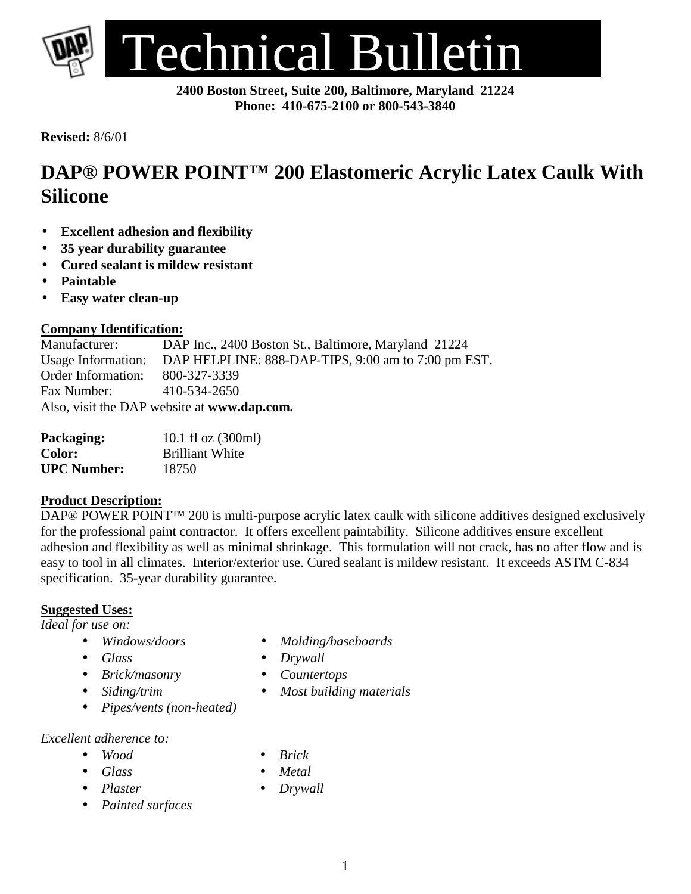# Technical Bulletin

**2400 Boston Street, Suite 200, Baltimore, Maryland 21224**
**Phone: 410-675-2100 or 800-543-3840**

**Revised:** 8/6/01

## DAP® POWER POINT™ 200 Elastomeric Acrylic Latex Caulk With Silicone

- **Excellent adhesion and flexibility**
- **35 year durability guarantee**
- **Cured sealant is mildew resistant**
- **Paintable**
- **Easy water clean-up**

**Company Identification:**

Manufacturer: DAP Inc., 2400 Boston St., Baltimore, Maryland 21224
Usage Information: DAP HELPLINE: 888-DAP-TIPS, 9:00 am to 7:00 pm EST.
Order Information: 800-327-3339
Fax Number: 410-534-2650
Also, visit the DAP website at **www.dap.com.**

**Packaging:** 10.1 fl oz (300ml)
**Color:** Brilliant White
**UPC Number:** 18750

**Product Description:**

DAP® POWER POINT™ 200 is multi-purpose acrylic latex caulk with silicone additives designed exclusively for the professional paint contractor. It offers excellent paintability. Silicone additives ensure excellent adhesion and flexibility as well as minimal shrinkage. This formulation will not crack, has no after flow and is easy to tool in all climates. Interior/exterior use. Cured sealant is mildew resistant. It exceeds ASTM C-834 specification. 35-year durability guarantee.

**Suggested Uses:**

*Ideal for use on:*

- *Windows/doors*
- *Glass*
- *Brick/masonry*
- *Siding/trim*
- *Pipes/vents (non-heated)*
- *Molding/baseboards*
- *Drywall*
- *Countertops*
- *Most building materials*

*Excellent adherence to:*

- *Wood*
- *Glass*
- *Plaster*
- *Painted surfaces*
- *Brick*
- *Metal*
- *Drywall*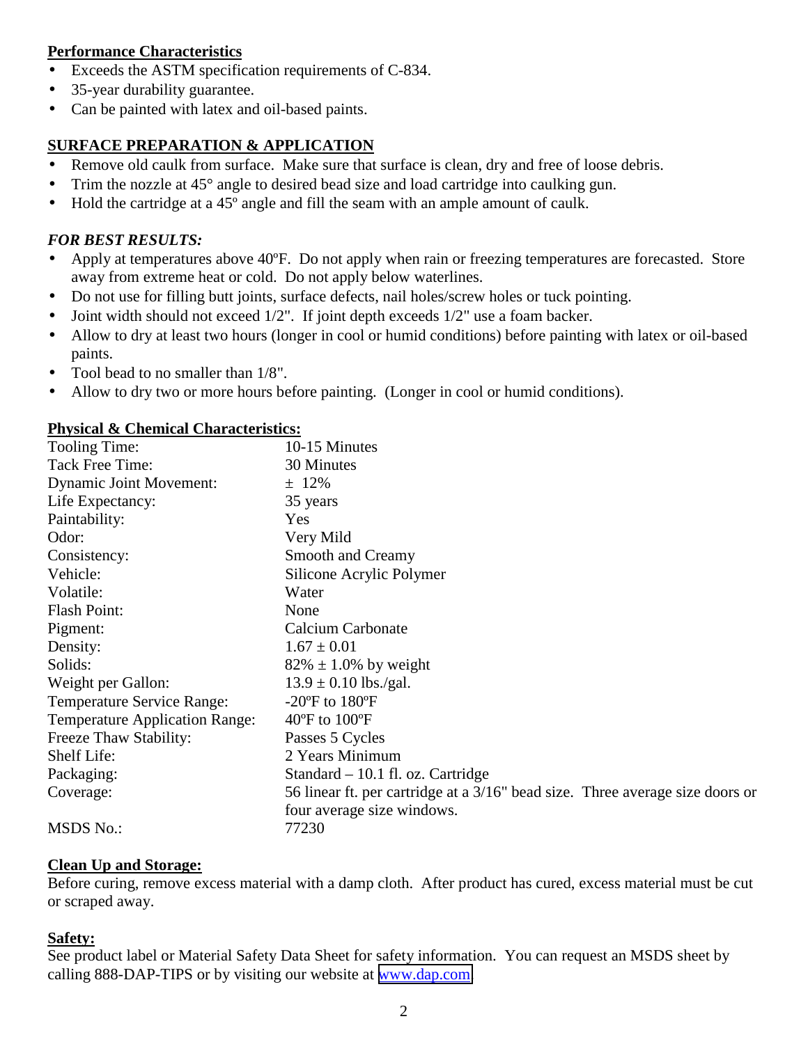**Performance Characteristics**

- Exceeds the ASTM specification requirements of C-834.
- 35-year durability guarantee.
- Can be painted with latex and oil-based paints.

**SURFACE PREPARATION & APPLICATION**

- Remove old caulk from surface. Make sure that surface is clean, dry and free of loose debris.
- Trim the nozzle at 45° angle to desired bead size and load cartridge into caulking gun.
- Hold the cartridge at a 45º angle and fill the seam with an ample amount of caulk.

***FOR BEST RESULTS:***

- Apply at temperatures above 40ºF. Do not apply when rain or freezing temperatures are forecasted. Store away from extreme heat or cold. Do not apply below waterlines.
- Do not use for filling butt joints, surface defects, nail holes/screw holes or tuck pointing.
- Joint width should not exceed 1/2". If joint depth exceeds 1/2" use a foam backer.
- Allow to dry at least two hours (longer in cool or humid conditions) before painting with latex or oil-based paints.
- Tool bead to no smaller than 1/8".
- Allow to dry two or more hours before painting. (Longer in cool or humid conditions).

**Physical & Chemical Characteristics:**

| | |
|---|---|
| Tooling Time: | 10-15 Minutes |
| Tack Free Time: | 30 Minutes |
| Dynamic Joint Movement: | ± 12% |
| Life Expectancy: | 35 years |
| Paintability: | Yes |
| Odor: | Very Mild |
| Consistency: | Smooth and Creamy |
| Vehicle: | Silicone Acrylic Polymer |
| Volatile: | Water |
| Flash Point: | None |
| Pigment: | Calcium Carbonate |
| Density: | 1.67 ± 0.01 |
| Solids: | 82% ± 1.0% by weight |
| Weight per Gallon: | 13.9 ± 0.10 lbs./gal. |
| Temperature Service Range: | -20ºF to 180ºF |
| Temperature Application Range: | 40ºF to 100ºF |
| Freeze Thaw Stability: | Passes 5 Cycles |
| Shelf Life: | 2 Years Minimum |
| Packaging: | Standard – 10.1 fl. oz. Cartridge |
| Coverage: | 56 linear ft. per cartridge at a 3/16" bead size. Three average size doors or four average size windows. |
| MSDS No.: | 77230 |

**Clean Up and Storage:**

Before curing, remove excess material with a damp cloth. After product has cured, excess material must be cut or scraped away.

**Safety:**

See product label or Material Safety Data Sheet for safety information. You can request an MSDS sheet by calling 888-DAP-TIPS or by visiting our website at www.dap.com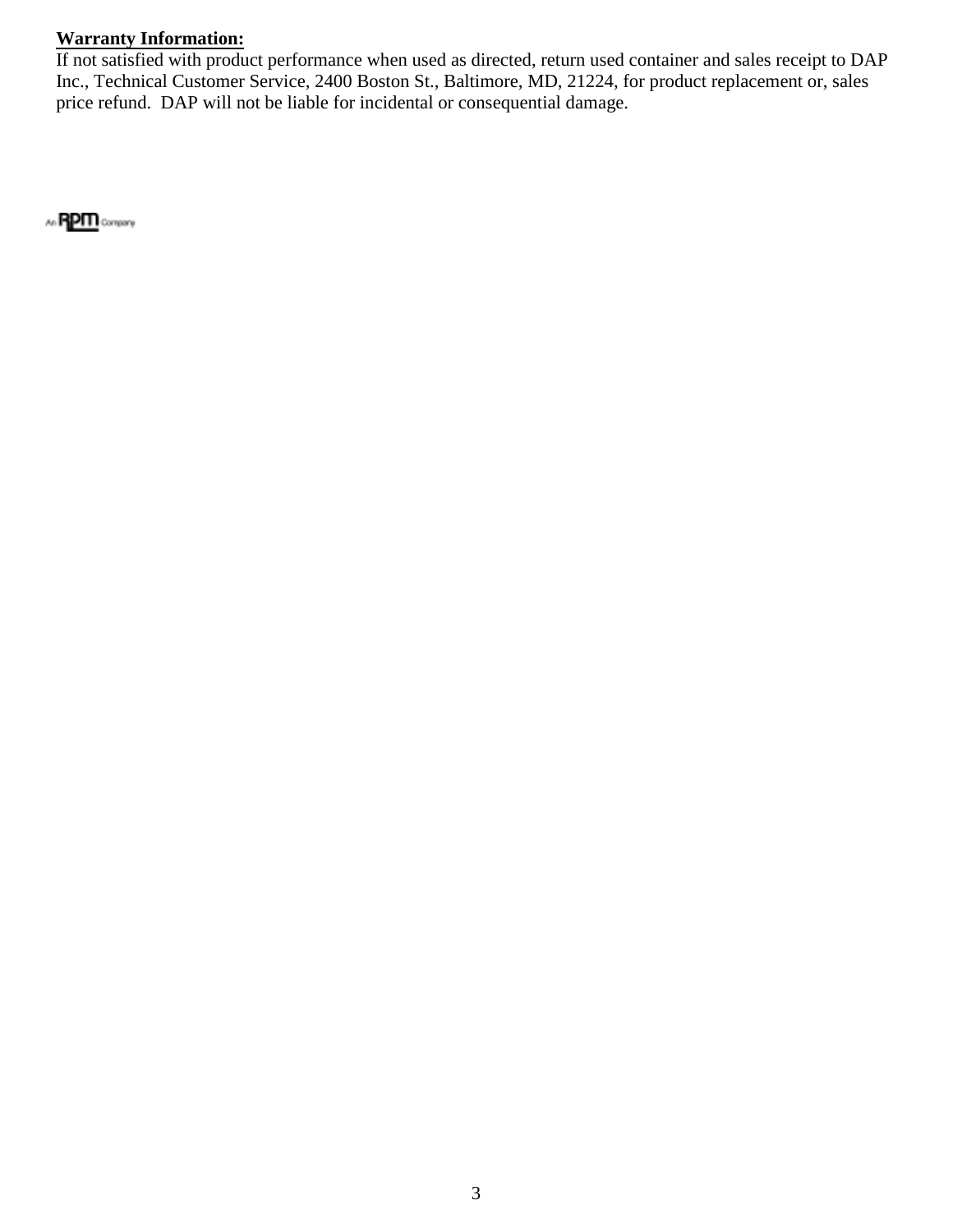**Warranty Information:**

If not satisfied with product performance when used as directed, return used container and sales receipt to DAP Inc., Technical Customer Service, 2400 Boston St., Baltimore, MD, 21224, for product replacement or, sales price refund. DAP will not be liable for incidental or consequential damage.

An RPM Company